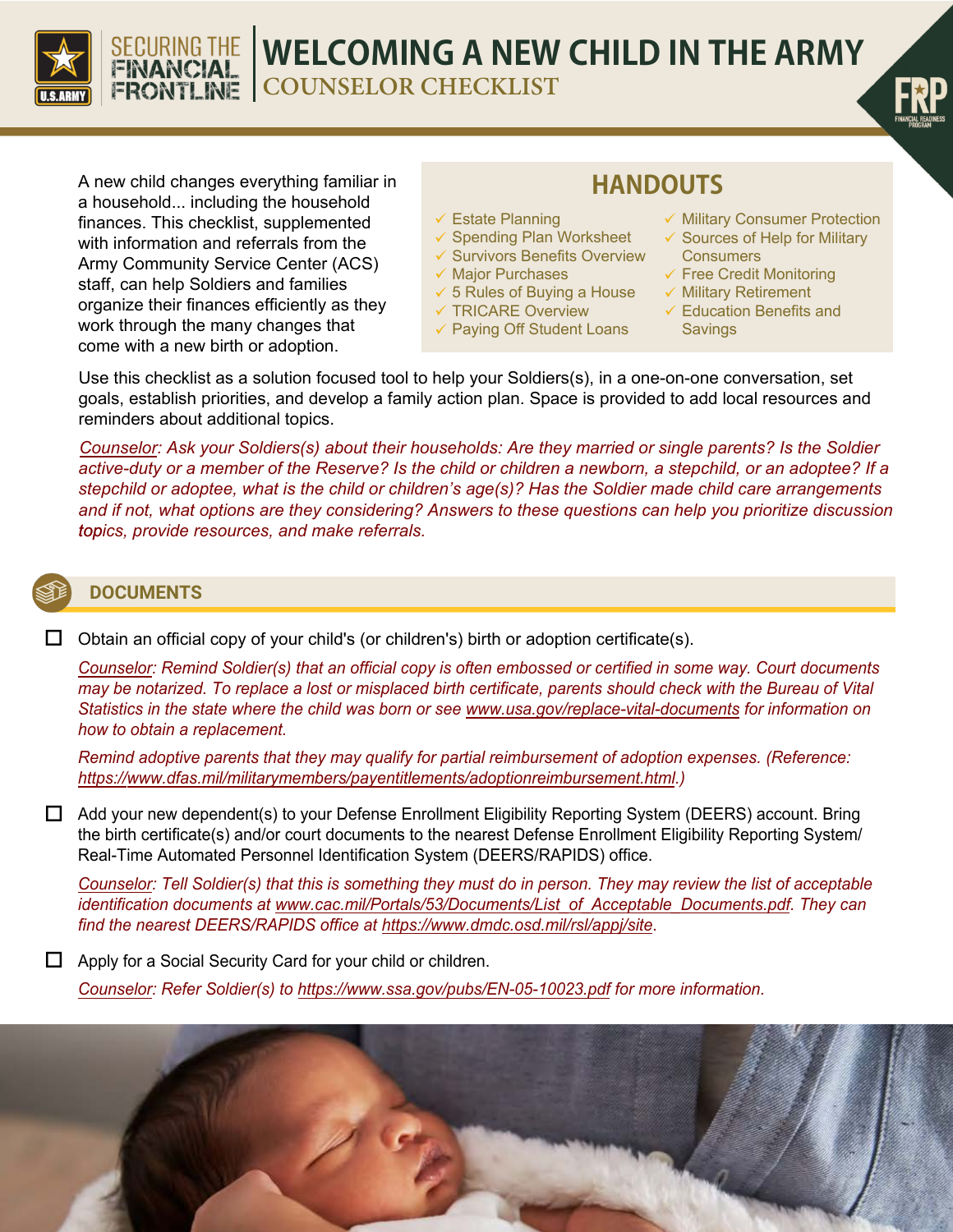# WELCOMING A NEW CHILD IN THE ARMY

## COUNSELOR CHECKLIST

A new child changes everything familiar in a household... including the household finances. This checklist, supplemented with information and referrals from the Army Community Service Center (ACS) staff, can help Soldiers and families organize their finances efficiently as they work through the many changes that come with a new birth or adoption.

### HANDOUTS

- ✓ Estate Planning
- ✓ Spending Plan Worksheet
- ✓ Survivors Benefits Overview
- ✓ Major Purchases
- ✓ 5 Rules of Buying a House
- ✓ TRICARE Overview
- ✓ Paying Off Student Loans
- ✓ Military Consumer Protection
- ✓ Sources of Help for Military Consumers
- ✓ Free Credit Monitoring
- ✓ Military Retirement
- ✓ Education Benefits and Savings

Use this checklist as a solution focused tool to help your Soldiers(s), in a one-on-one conversation, set goals, establish priorities, and develop a family action plan. Space is provided to add local resources and reminders about additional topics.

*Counselor: Ask your Soldiers(s) about their households: Are they married or single parents? Is the Soldier active-duty or a member of the Reserve? Is the child or children a newborn, a stepchild, or an adoptee? If a stepchild or adoptee, what is the child or children's age(s)? Has the Soldier made child care arrangements and if not, what options are they considering? Answers to these questions can help you prioritize discussion topics, provide resources, and make referrals.*

## DOCUMENTS

- ☐ Obtain an official copy of your child's (or children's) birth or adoption certificate(s).

  *Counselor: Remind Soldier(s) that an official copy is often embossed or certified in some way. Court documents may be notarized. To replace a lost or misplaced birth certificate, parents should check with the Bureau of Vital Statistics in the state where the child was born or see www.usa.gov/replace-vital-documents for information on how to obtain a replacement.*

  *Remind adoptive parents that they may qualify for partial reimbursement of adoption expenses. (Reference: https://www.dfas.mil/militarymembers/payentitlements/adoptionreimbursement.html.)*

- ☐ Add your new dependent(s) to your Defense Enrollment Eligibility Reporting System (DEERS) account. Bring the birth certificate(s) and/or court documents to the nearest Defense Enrollment Eligibility Reporting System/ Real-Time Automated Personnel Identification System (DEERS/RAPIDS) office.

  *Counselor: Tell Soldier(s) that this is something they must do in person. They may review the list of acceptable identification documents at www.cac.mil/Portals/53/Documents/List_of_Acceptable_Documents.pdf. They can find the nearest DEERS/RAPIDS office at https://www.dmdc.osd.mil/rsl/appj/site.*

- ☐ Apply for a Social Security Card for your child or children.

  *Counselor: Refer Soldier(s) to https://www.ssa.gov/pubs/EN-05-10023.pdf for more information.*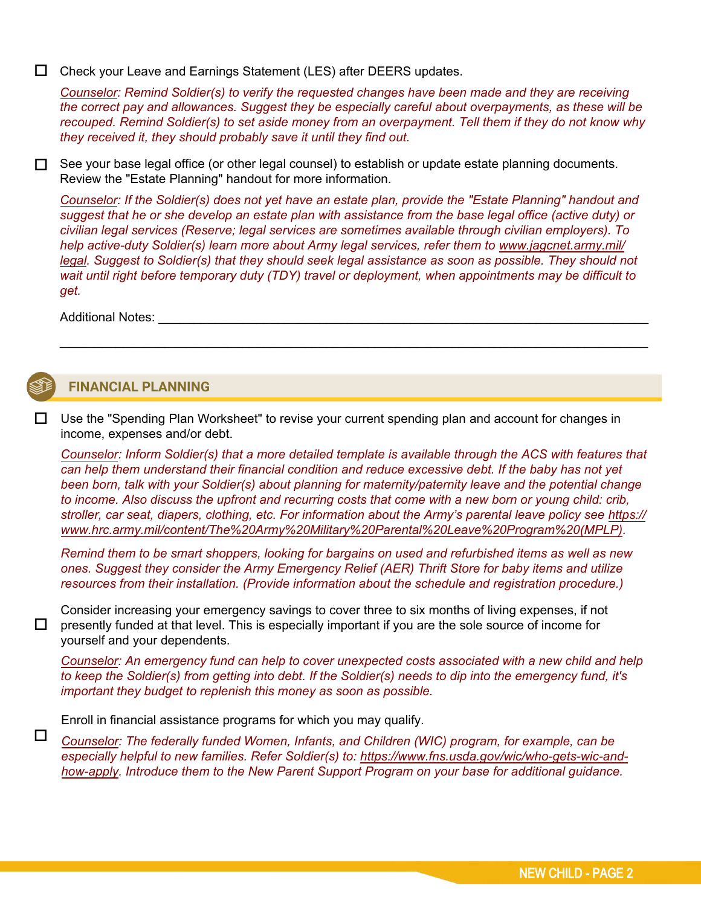- [ ] Check your Leave and Earnings Statement (LES) after DEERS updates.

  *Counselor: Remind Soldier(s) to verify the requested changes have been made and they are receiving the correct pay and allowances. Suggest they be especially careful about overpayments, as these will be recouped. Remind Soldier(s) to set aside money from an overpayment. Tell them if they do not know why they received it, they should probably save it until they find out.*

- [ ] See your base legal office (or other legal counsel) to establish or update estate planning documents. Review the "Estate Planning" handout for more information.

  *Counselor: If the Soldier(s) does not yet have an estate plan, provide the "Estate Planning" handout and suggest that he or she develop an estate plan with assistance from the base legal office (active duty) or civilian legal services (Reserve; legal services are sometimes available through civilian employers). To help active-duty Soldier(s) learn more about Army legal services, refer them to www.jagcnet.army.mil/legal. Suggest to Soldier(s) that they should seek legal assistance as soon as possible. They should not wait until right before temporary duty (TDY) travel or deployment, when appointments may be difficult to get.*

  Additional Notes: ______________________________________________________________________

  ________________________________________________________________________________

## FINANCIAL PLANNING

- [ ] Use the "Spending Plan Worksheet" to revise your current spending plan and account for changes in income, expenses and/or debt.

  *Counselor: Inform Soldier(s) that a more detailed template is available through the ACS with features that can help them understand their financial condition and reduce excessive debt. If the baby has not yet been born, talk with your Soldier(s) about planning for maternity/paternity leave and the potential change to income. Also discuss the upfront and recurring costs that come with a new born or young child: crib, stroller, car seat, diapers, clothing, etc. For information about the Army's parental leave policy see https://www.hrc.army.mil/content/The%20Army%20Military%20Parental%20Leave%20Program%20(MPLP).*

  *Remind them to be smart shoppers, looking for bargains on used and refurbished items as well as new ones. Suggest they consider the Army Emergency Relief (AER) Thrift Store for baby items and utilize resources from their installation. (Provide information about the schedule and registration procedure.)*

- [ ] Consider increasing your emergency savings to cover three to six months of living expenses, if not presently funded at that level. This is especially important if you are the sole source of income for yourself and your dependents.

  *Counselor: An emergency fund can help to cover unexpected costs associated with a new child and help to keep the Soldier(s) from getting into debt. If the Soldier(s) needs to dip into the emergency fund, it's important they budget to replenish this money as soon as possible.*

- [ ] Enroll in financial assistance programs for which you may qualify.

  *Counselor: The federally funded Women, Infants, and Children (WIC) program, for example, can be especially helpful to new families. Refer Soldier(s) to: https://www.fns.usda.gov/wic/who-gets-wic-and-how-apply. Introduce them to the New Parent Support Program on your base for additional guidance.*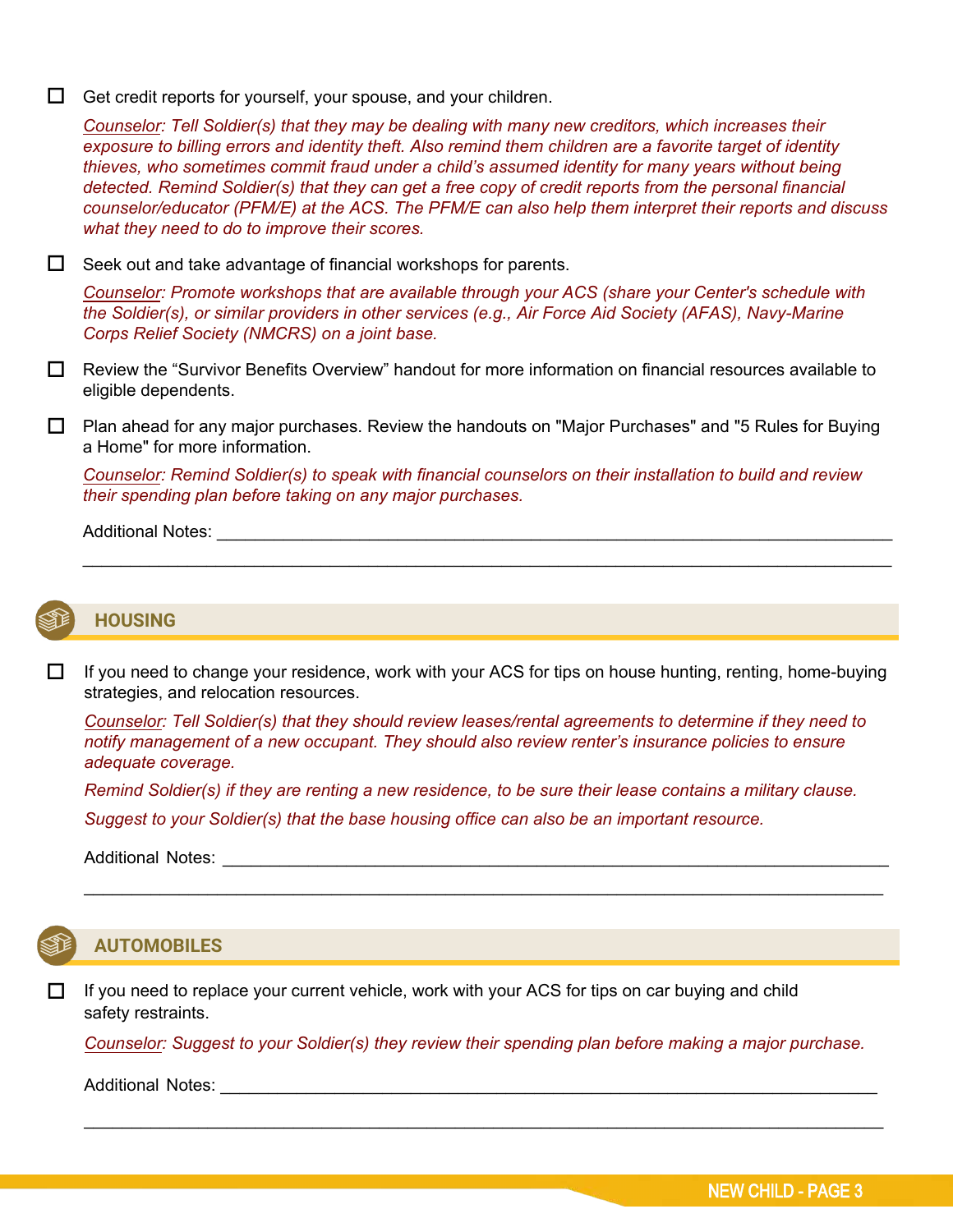- [ ] Get credit reports for yourself, your spouse, and your children.

  *Counselor: Tell Soldier(s) that they may be dealing with many new creditors, which increases their exposure to billing errors and identity theft. Also remind them children are a favorite target of identity thieves, who sometimes commit fraud under a child's assumed identity for many years without being detected. Remind Soldier(s) that they can get a free copy of credit reports from the personal financial counselor/educator (PFM/E) at the ACS. The PFM/E can also help them interpret their reports and discuss what they need to do to improve their scores.*

- [ ] Seek out and take advantage of financial workshops for parents.

  *Counselor: Promote workshops that are available through your ACS (share your Center's schedule with the Soldier(s), or similar providers in other services (e.g., Air Force Aid Society (AFAS), Navy-Marine Corps Relief Society (NMCRS) on a joint base.*

- [ ] Review the "Survivor Benefits Overview" handout for more information on financial resources available to eligible dependents.

- [ ] Plan ahead for any major purchases. Review the handouts on "Major Purchases" and "5 Rules for Buying a Home" for more information.

  *Counselor: Remind Soldier(s) to speak with financial counselors on their installation to build and review their spending plan before taking on any major purchases.*

  Additional Notes: ____________________________________________

  ____________________________________________

## HOUSING

- [ ] If you need to change your residence, work with your ACS for tips on house hunting, renting, home-buying strategies, and relocation resources.

  *Counselor: Tell Soldier(s) that they should review leases/rental agreements to determine if they need to notify management of a new occupant. They should also review renter's insurance policies to ensure adequate coverage.*

  *Remind Soldier(s) if they are renting a new residence, to be sure their lease contains a military clause.*

  *Suggest to your Soldier(s) that the base housing office can also be an important resource.*

  Additional Notes: ____________________________________________

  ____________________________________________

## AUTOMOBILES

- [ ] If you need to replace your current vehicle, work with your ACS for tips on car buying and child safety restraints.

  *Counselor: Suggest to your Soldier(s) they review their spending plan before making a major purchase.*

  Additional Notes: ____________________________________________

  ____________________________________________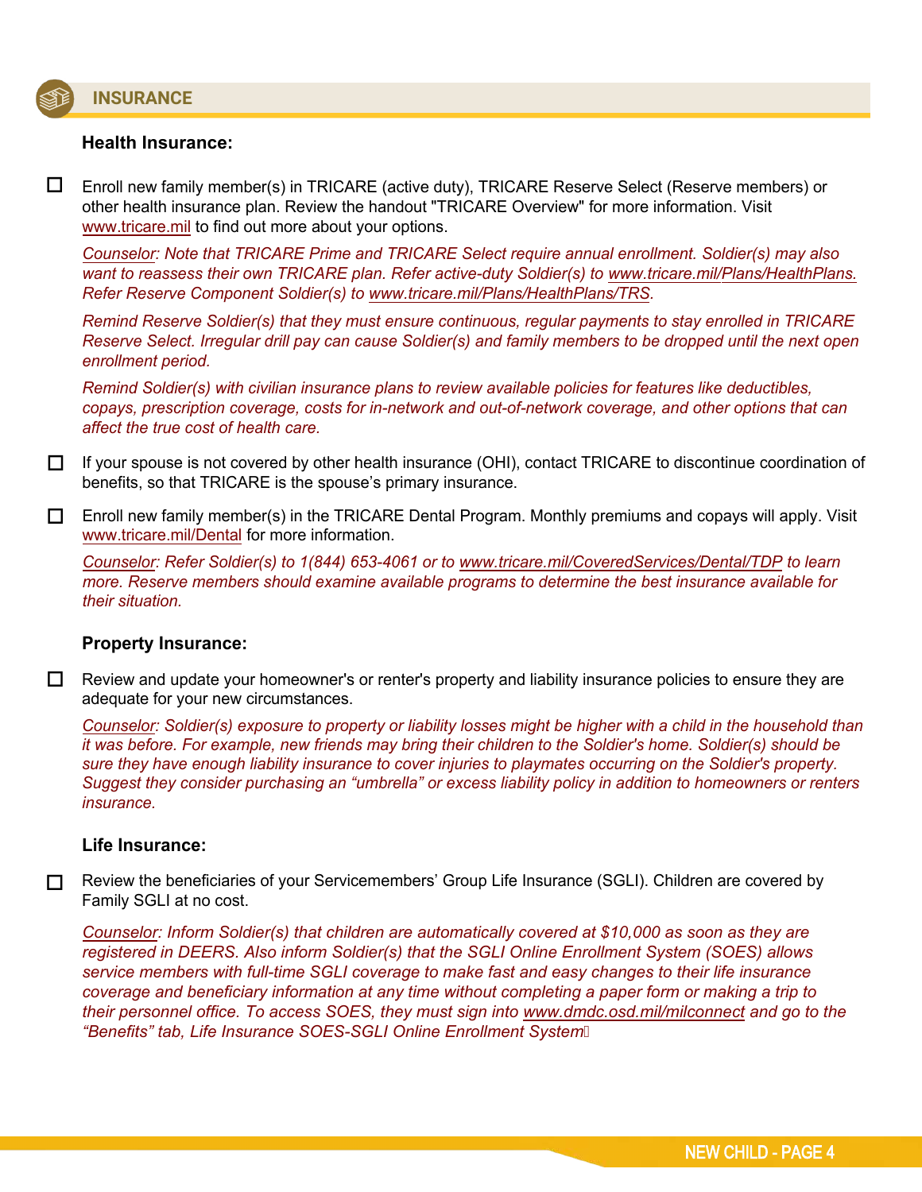## INSURANCE

### Health Insurance:

- ☐ Enroll new family member(s) in TRICARE (active duty), TRICARE Reserve Select (Reserve members) or other health insurance plan. Review the handout "TRICARE Overview" for more information. Visit www.tricare.mil to find out more about your options.

  *Counselor: Note that TRICARE Prime and TRICARE Select require annual enrollment. Soldier(s) may also want to reassess their own TRICARE plan. Refer active-duty Soldier(s) to www.tricare.mil/Plans/HealthPlans. Refer Reserve Component Soldier(s) to www.tricare.mil/Plans/HealthPlans/TRS.*

  *Remind Reserve Soldier(s) that they must ensure continuous, regular payments to stay enrolled in TRICARE Reserve Select. Irregular drill pay can cause Soldier(s) and family members to be dropped until the next open enrollment period.*

  *Remind Soldier(s) with civilian insurance plans to review available policies for features like deductibles, copays, prescription coverage, costs for in-network and out-of-network coverage, and other options that can affect the true cost of health care.*

- ☐ If your spouse is not covered by other health insurance (OHI), contact TRICARE to discontinue coordination of benefits, so that TRICARE is the spouse's primary insurance.

- ☐ Enroll new family member(s) in the TRICARE Dental Program. Monthly premiums and copays will apply. Visit www.tricare.mil/Dental for more information.

  *Counselor: Refer Soldier(s) to 1(844) 653-4061 or to www.tricare.mil/CoveredServices/Dental/TDP to learn more. Reserve members should examine available programs to determine the best insurance available for their situation.*

### Property Insurance:

- ☐ Review and update your homeowner's or renter's property and liability insurance policies to ensure they are adequate for your new circumstances.

  *Counselor: Soldier(s) exposure to property or liability losses might be higher with a child in the household than it was before. For example, new friends may bring their children to the Soldier's home. Soldier(s) should be sure they have enough liability insurance to cover injuries to playmates occurring on the Soldier's property. Suggest they consider purchasing an "umbrella" or excess liability policy in addition to homeowners or renters insurance.*

### Life Insurance:

- ☐ Review the beneficiaries of your Servicemembers' Group Life Insurance (SGLI). Children are covered by Family SGLI at no cost.

  *Counselor: Inform Soldier(s) that children are automatically covered at $10,000 as soon as they are registered in DEERS. Also inform Soldier(s) that the SGLI Online Enrollment System (SOES) allows service members with full-time SGLI coverage to make fast and easy changes to their life insurance coverage and beneficiary information at any time without completing a paper form or making a trip to their personnel office. To access SOES, they must sign into www.dmdc.osd.mil/milconnect and go to the "Benefits" tab, Life Insurance SOES-SGLI Online Enrollment System*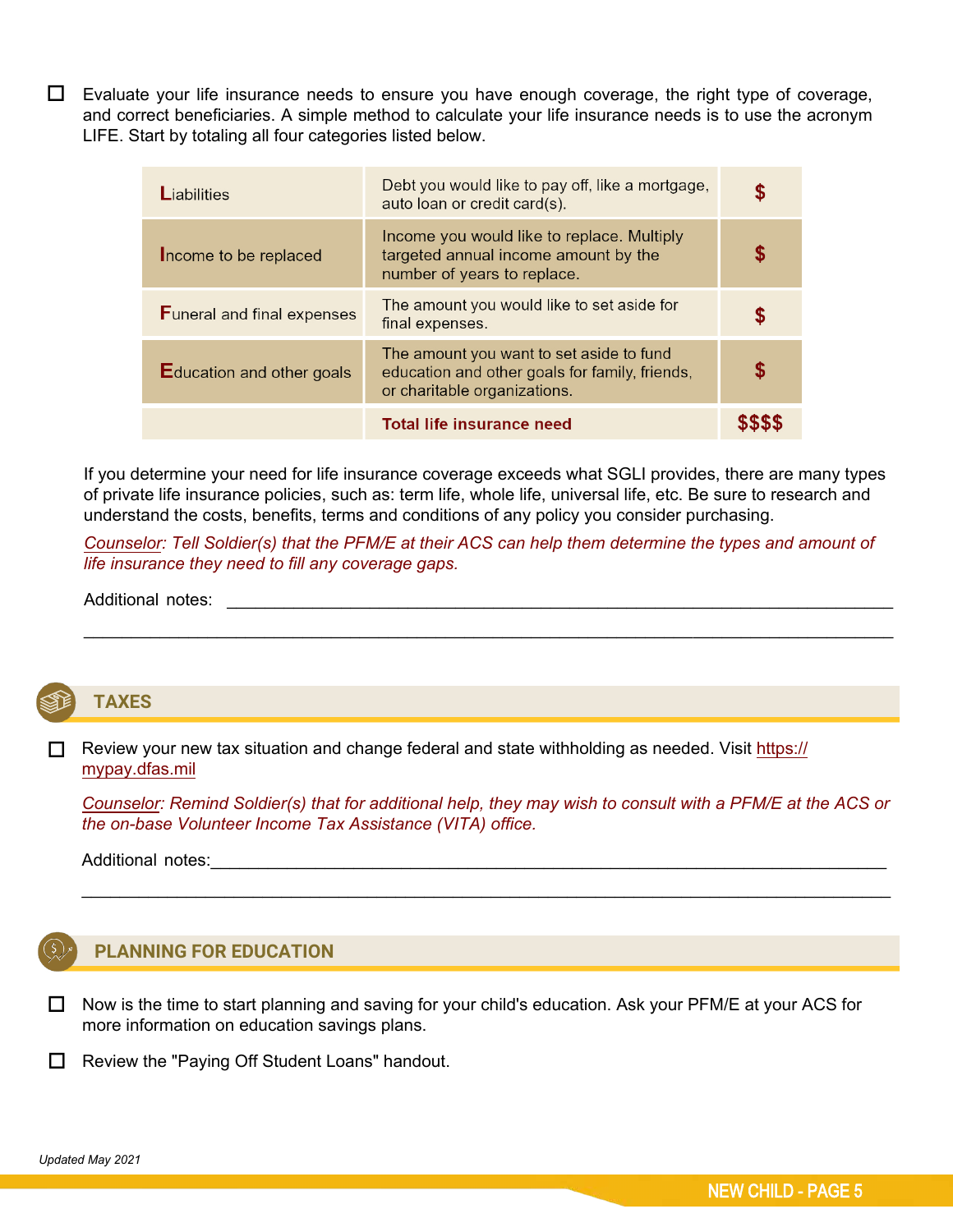☐ Evaluate your life insurance needs to ensure you have enough coverage, the right type of coverage, and correct beneficiaries. A simple method to calculate your life insurance needs is to use the acronym LIFE. Start by totaling all four categories listed below.

| | | |
|---|---|---|
| **L**iabilities | Debt you would like to pay off, like a mortgage, auto loan or credit card(s). | $ |
| **I**ncome to be replaced | Income you would like to replace. Multiply targeted annual income amount by the number of years to replace. | $ |
| **F**uneral and final expenses | The amount you would like to set aside for final expenses. | $ |
| **E**ducation and other goals | The amount you want to set aside to fund education and other goals for family, friends, or charitable organizations. | $ |
| | **Total life insurance need** | **$$$$** |

If you determine your need for life insurance coverage exceeds what SGLI provides, there are many types of private life insurance policies, such as: term life, whole life, universal life, etc. Be sure to research and understand the costs, benefits, terms and conditions of any policy you consider purchasing.

*Counselor: Tell Soldier(s) that the PFM/E at their ACS can help them determine the types and amount of life insurance they need to fill any coverage gaps.*

Additional notes: ______________________________________________________________________

______________________________________________________________________________________

## TAXES

☐ Review your new tax situation and change federal and state withholding as needed. Visit https://mypay.dfas.mil

*Counselor: Remind Soldier(s) that for additional help, they may wish to consult with a PFM/E at the ACS or the on-base Volunteer Income Tax Assistance (VITA) office.*

Additional notes:______________________________________________________________________

______________________________________________________________________________________

## PLANNING FOR EDUCATION

☐ Now is the time to start planning and saving for your child's education. Ask your PFM/E at your ACS for more information on education savings plans.

☐ Review the "Paying Off Student Loans" handout.

*Updated May 2021*